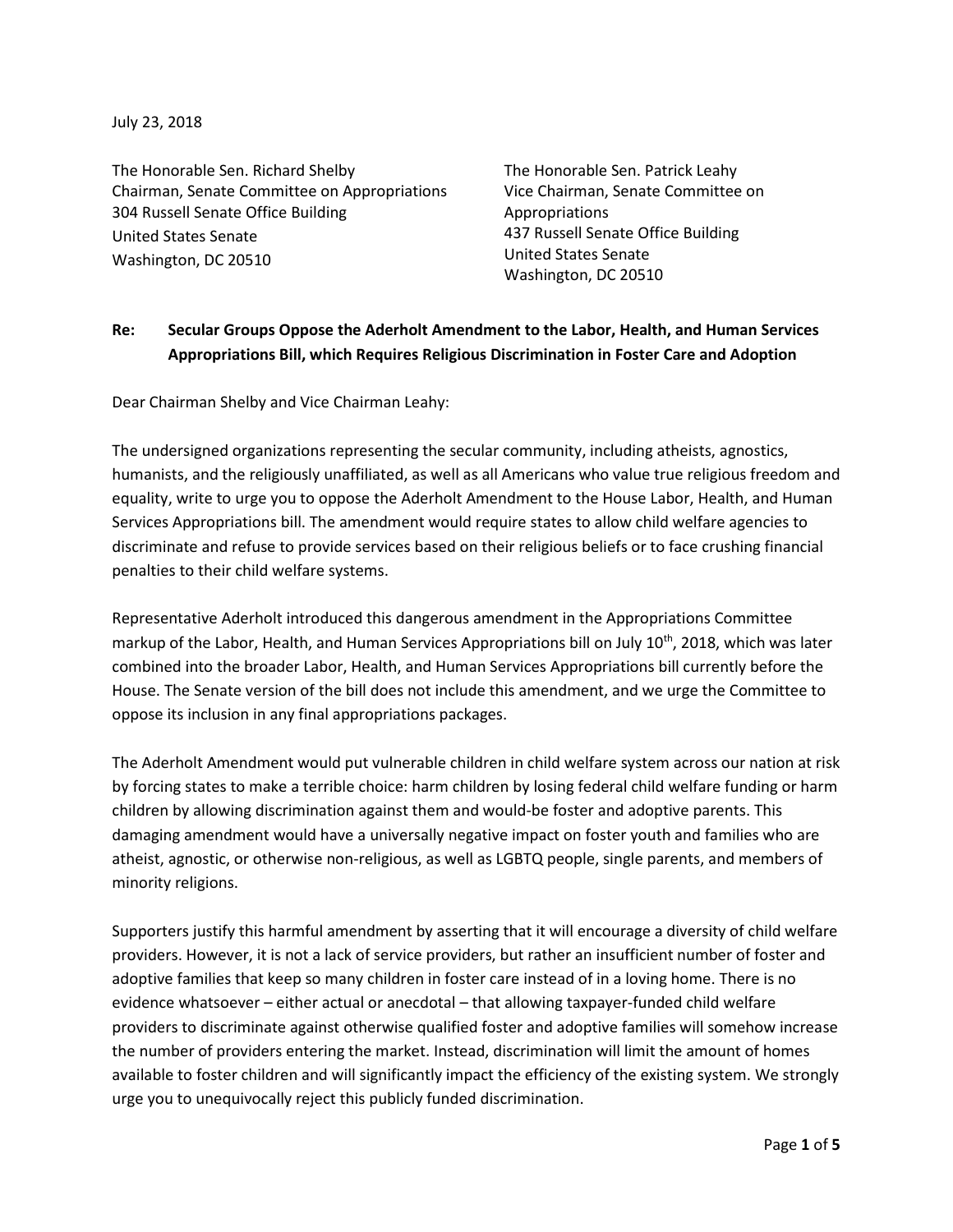July 23, 2018

The Honorable Sen. Richard Shelby
Chairman, Senate Committee on Appropriations
304 Russell Senate Office Building
United States Senate
Washington, DC 20510

The Honorable Sen. Patrick Leahy
Vice Chairman, Senate Committee on Appropriations
437 Russell Senate Office Building
United States Senate
Washington, DC 20510

**Re: Secular Groups Oppose the Aderholt Amendment to the Labor, Health, and Human Services Appropriations Bill, which Requires Religious Discrimination in Foster Care and Adoption**

Dear Chairman Shelby and Vice Chairman Leahy:

The undersigned organizations representing the secular community, including atheists, agnostics, humanists, and the religiously unaffiliated, as well as all Americans who value true religious freedom and equality, write to urge you to oppose the Aderholt Amendment to the House Labor, Health, and Human Services Appropriations bill. The amendment would require states to allow child welfare agencies to discriminate and refuse to provide services based on their religious beliefs or to face crushing financial penalties to their child welfare systems.

Representative Aderholt introduced this dangerous amendment in the Appropriations Committee markup of the Labor, Health, and Human Services Appropriations bill on July 10th, 2018, which was later combined into the broader Labor, Health, and Human Services Appropriations bill currently before the House. The Senate version of the bill does not include this amendment, and we urge the Committee to oppose its inclusion in any final appropriations packages.

The Aderholt Amendment would put vulnerable children in child welfare system across our nation at risk by forcing states to make a terrible choice: harm children by losing federal child welfare funding or harm children by allowing discrimination against them and would-be foster and adoptive parents. This damaging amendment would have a universally negative impact on foster youth and families who are atheist, agnostic, or otherwise non-religious, as well as LGBTQ people, single parents, and members of minority religions.

Supporters justify this harmful amendment by asserting that it will encourage a diversity of child welfare providers. However, it is not a lack of service providers, but rather an insufficient number of foster and adoptive families that keep so many children in foster care instead of in a loving home. There is no evidence whatsoever – either actual or anecdotal – that allowing taxpayer-funded child welfare providers to discriminate against otherwise qualified foster and adoptive families will somehow increase the number of providers entering the market. Instead, discrimination will limit the amount of homes available to foster children and will significantly impact the efficiency of the existing system. We strongly urge you to unequivocally reject this publicly funded discrimination.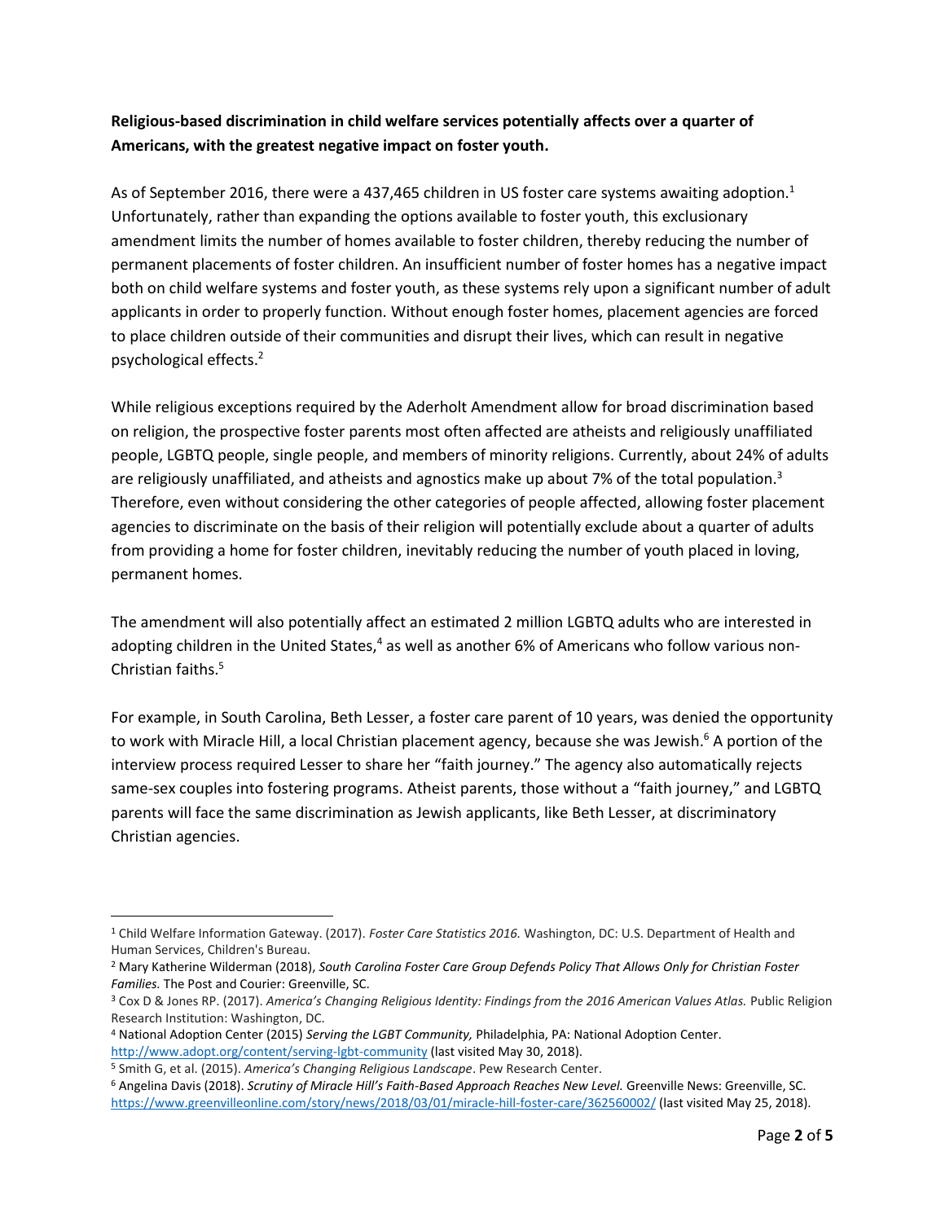**Religious-based discrimination in child welfare services potentially affects over a quarter of Americans, with the greatest negative impact on foster youth.**

As of September 2016, there were a 437,465 children in US foster care systems awaiting adoption.[1] Unfortunately, rather than expanding the options available to foster youth, this exclusionary amendment limits the number of homes available to foster children, thereby reducing the number of permanent placements of foster children. An insufficient number of foster homes has a negative impact both on child welfare systems and foster youth, as these systems rely upon a significant number of adult applicants in order to properly function. Without enough foster homes, placement agencies are forced to place children outside of their communities and disrupt their lives, which can result in negative psychological effects.[2]

While religious exceptions required by the Aderholt Amendment allow for broad discrimination based on religion, the prospective foster parents most often affected are atheists and religiously unaffiliated people, LGBTQ people, single people, and members of minority religions. Currently, about 24% of adults are religiously unaffiliated, and atheists and agnostics make up about 7% of the total population.[3] Therefore, even without considering the other categories of people affected, allowing foster placement agencies to discriminate on the basis of their religion will potentially exclude about a quarter of adults from providing a home for foster children, inevitably reducing the number of youth placed in loving, permanent homes.

The amendment will also potentially affect an estimated 2 million LGBTQ adults who are interested in adopting children in the United States,[4] as well as another 6% of Americans who follow various non-Christian faiths.[5]

For example, in South Carolina, Beth Lesser, a foster care parent of 10 years, was denied the opportunity to work with Miracle Hill, a local Christian placement agency, because she was Jewish.[6] A portion of the interview process required Lesser to share her "faith journey." The agency also automatically rejects same-sex couples into fostering programs. Atheist parents, those without a "faith journey," and LGBTQ parents will face the same discrimination as Jewish applicants, like Beth Lesser, at discriminatory Christian agencies.

---

[1] Child Welfare Information Gateway. (2017). *Foster Care Statistics 2016.* Washington, DC: U.S. Department of Health and Human Services, Children's Bureau.

[2] Mary Katherine Wilderman (2018), *South Carolina Foster Care Group Defends Policy That Allows Only for Christian Foster Families.* The Post and Courier: Greenville, SC.

[3] Cox D & Jones RP. (2017). *America's Changing Religious Identity: Findings from the 2016 American Values Atlas.* Public Religion Research Institution: Washington, DC.

[4] National Adoption Center (2015) *Serving the LGBT Community,* Philadelphia, PA: National Adoption Center. http://www.adopt.org/content/serving-lgbt-community (last visited May 30, 2018).

[5] Smith G, et al. (2015). *America's Changing Religious Landscape*. Pew Research Center.

[6] Angelina Davis (2018). *Scrutiny of Miracle Hill's Faith-Based Approach Reaches New Level.* Greenville News: Greenville, SC. https://www.greenvilleonline.com/story/news/2018/03/01/miracle-hill-foster-care/362560002/ (last visited May 25, 2018).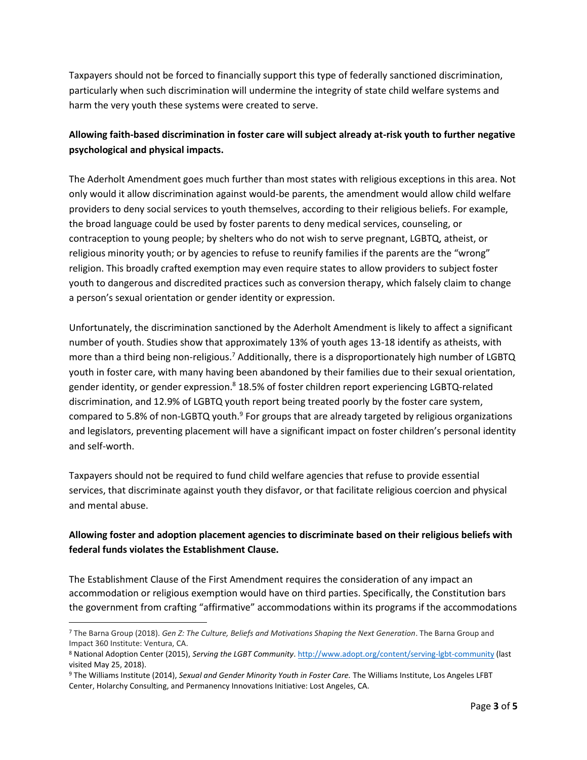Taxpayers should not be forced to financially support this type of federally sanctioned discrimination, particularly when such discrimination will undermine the integrity of state child welfare systems and harm the very youth these systems were created to serve.

**Allowing faith-based discrimination in foster care will subject already at-risk youth to further negative psychological and physical impacts.**

The Aderholt Amendment goes much further than most states with religious exceptions in this area. Not only would it allow discrimination against would-be parents, the amendment would allow child welfare providers to deny social services to youth themselves, according to their religious beliefs. For example, the broad language could be used by foster parents to deny medical services, counseling, or contraception to young people; by shelters who do not wish to serve pregnant, LGBTQ, atheist, or religious minority youth; or by agencies to refuse to reunify families if the parents are the "wrong" religion. This broadly crafted exemption may even require states to allow providers to subject foster youth to dangerous and discredited practices such as conversion therapy, which falsely claim to change a person's sexual orientation or gender identity or expression.

Unfortunately, the discrimination sanctioned by the Aderholt Amendment is likely to affect a significant number of youth. Studies show that approximately 13% of youth ages 13-18 identify as atheists, with more than a third being non-religious.[7] Additionally, there is a disproportionately high number of LGBTQ youth in foster care, with many having been abandoned by their families due to their sexual orientation, gender identity, or gender expression.[8] 18.5% of foster children report experiencing LGBTQ-related discrimination, and 12.9% of LGBTQ youth report being treated poorly by the foster care system, compared to 5.8% of non-LGBTQ youth.[9] For groups that are already targeted by religious organizations and legislators, preventing placement will have a significant impact on foster children's personal identity and self-worth.

Taxpayers should not be required to fund child welfare agencies that refuse to provide essential services, that discriminate against youth they disfavor, or that facilitate religious coercion and physical and mental abuse.

**Allowing foster and adoption placement agencies to discriminate based on their religious beliefs with federal funds violates the Establishment Clause.**

The Establishment Clause of the First Amendment requires the consideration of any impact an accommodation or religious exemption would have on third parties. Specifically, the Constitution bars the government from crafting "affirmative" accommodations within its programs if the accommodations

---

[7] The Barna Group (2018). *Gen Z: The Culture, Beliefs and Motivations Shaping the Next Generation*. The Barna Group and Impact 360 Institute: Ventura, CA.

[8] National Adoption Center (2015), *Serving the LGBT Community*. http://www.adopt.org/content/serving-lgbt-community (last visited May 25, 2018).

[9] The Williams Institute (2014), *Sexual and Gender Minority Youth in Foster Care.* The Williams Institute, Los Angeles LFBT Center, Holarchy Consulting, and Permanency Innovations Initiative: Lost Angeles, CA.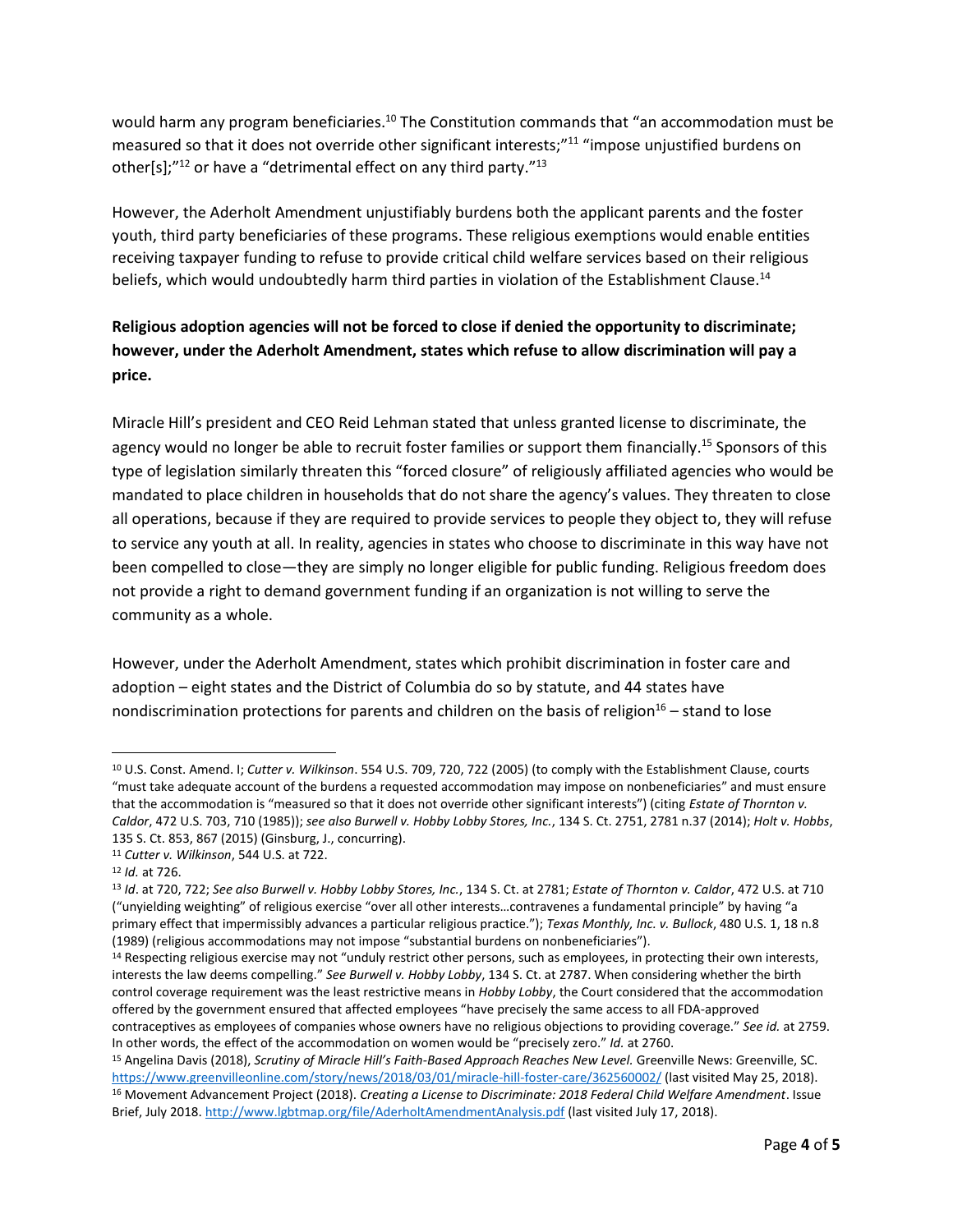would harm any program beneficiaries.[10] The Constitution commands that "an accommodation must be measured so that it does not override other significant interests;"[11] "impose unjustified burdens on other[s];"[12] or have a "detrimental effect on any third party."[13]

However, the Aderholt Amendment unjustifiably burdens both the applicant parents and the foster youth, third party beneficiaries of these programs. These religious exemptions would enable entities receiving taxpayer funding to refuse to provide critical child welfare services based on their religious beliefs, which would undoubtedly harm third parties in violation of the Establishment Clause.[14]

**Religious adoption agencies will not be forced to close if denied the opportunity to discriminate; however, under the Aderholt Amendment, states which refuse to allow discrimination will pay a price.**

Miracle Hill's president and CEO Reid Lehman stated that unless granted license to discriminate, the agency would no longer be able to recruit foster families or support them financially.[15] Sponsors of this type of legislation similarly threaten this "forced closure" of religiously affiliated agencies who would be mandated to place children in households that do not share the agency's values. They threaten to close all operations, because if they are required to provide services to people they object to, they will refuse to service any youth at all. In reality, agencies in states who choose to discriminate in this way have not been compelled to close—they are simply no longer eligible for public funding. Religious freedom does not provide a right to demand government funding if an organization is not willing to serve the community as a whole.

However, under the Aderholt Amendment, states which prohibit discrimination in foster care and adoption – eight states and the District of Columbia do so by statute, and 44 states have nondiscrimination protections for parents and children on the basis of religion[16] – stand to lose

---

[10] U.S. Const. Amend. I; *Cutter v. Wilkinson*. 554 U.S. 709, 720, 722 (2005) (to comply with the Establishment Clause, courts "must take adequate account of the burdens a requested accommodation may impose on nonbeneficiaries" and must ensure that the accommodation is "measured so that it does not override other significant interests") (citing *Estate of Thornton v. Caldor*, 472 U.S. 703, 710 (1985)); *see also Burwell v. Hobby Lobby Stores, Inc.*, 134 S. Ct. 2751, 2781 n.37 (2014); *Holt v. Hobbs*, 135 S. Ct. 853, 867 (2015) (Ginsburg, J., concurring).

[11] *Cutter v. Wilkinson*, 544 U.S. at 722.

[12] *Id.* at 726.

[13] *Id*. at 720, 722; *See also Burwell v. Hobby Lobby Stores, Inc.*, 134 S. Ct. at 2781; *Estate of Thornton v. Caldor*, 472 U.S. at 710 ("unyielding weighting" of religious exercise "over all other interests…contravenes a fundamental principle" by having "a primary effect that impermissibly advances a particular religious practice."); *Texas Monthly, Inc. v. Bullock*, 480 U.S. 1, 18 n.8 (1989) (religious accommodations may not impose "substantial burdens on nonbeneficiaries").

[14] Respecting religious exercise may not "unduly restrict other persons, such as employees, in protecting their own interests, interests the law deems compelling." *See Burwell v. Hobby Lobby*, 134 S. Ct. at 2787. When considering whether the birth control coverage requirement was the least restrictive means in *Hobby Lobby*, the Court considered that the accommodation offered by the government ensured that affected employees "have precisely the same access to all FDA-approved contraceptives as employees of companies whose owners have no religious objections to providing coverage." *See id.* at 2759. In other words, the effect of the accommodation on women would be "precisely zero." *Id.* at 2760.

[15] Angelina Davis (2018), *Scrutiny of Miracle Hill's Faith-Based Approach Reaches New Level.* Greenville News: Greenville, SC. https://www.greenvilleonline.com/story/news/2018/03/01/miracle-hill-foster-care/362560002/ (last visited May 25, 2018).

[16] Movement Advancement Project (2018). *Creating a License to Discriminate: 2018 Federal Child Welfare Amendment*. Issue Brief, July 2018. http://www.lgbtmap.org/file/AderholtAmendmentAnalysis.pdf (last visited July 17, 2018).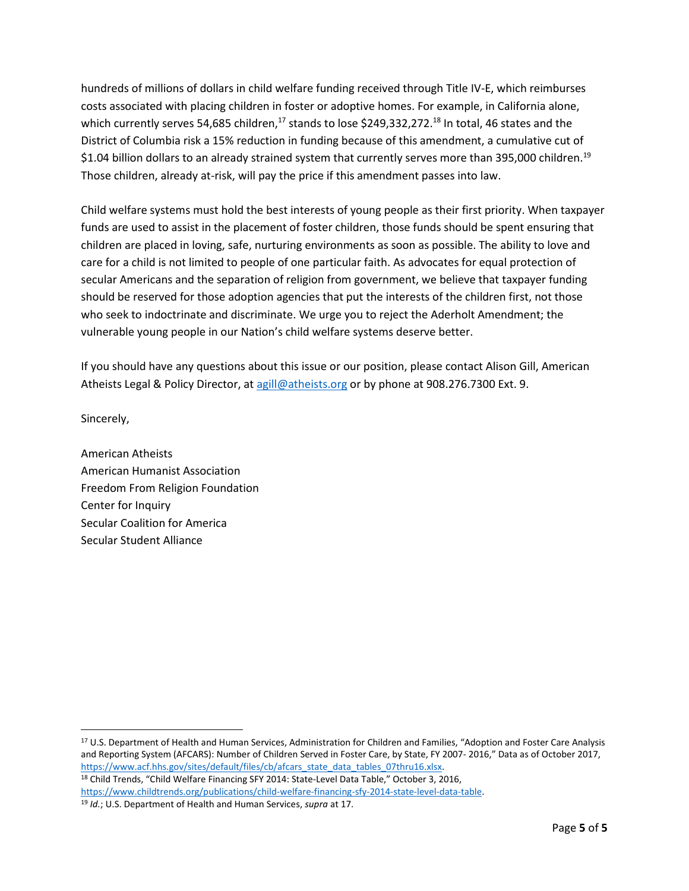hundreds of millions of dollars in child welfare funding received through Title IV-E, which reimburses costs associated with placing children in foster or adoptive homes. For example, in California alone, which currently serves 54,685 children,[17] stands to lose $249,332,272.[18] In total, 46 states and the District of Columbia risk a 15% reduction in funding because of this amendment, a cumulative cut of $1.04 billion dollars to an already strained system that currently serves more than 395,000 children.[19] Those children, already at-risk, will pay the price if this amendment passes into law.

Child welfare systems must hold the best interests of young people as their first priority. When taxpayer funds are used to assist in the placement of foster children, those funds should be spent ensuring that children are placed in loving, safe, nurturing environments as soon as possible. The ability to love and care for a child is not limited to people of one particular faith. As advocates for equal protection of secular Americans and the separation of religion from government, we believe that taxpayer funding should be reserved for those adoption agencies that put the interests of the children first, not those who seek to indoctrinate and discriminate. We urge you to reject the Aderholt Amendment; the vulnerable young people in our Nation's child welfare systems deserve better.

If you should have any questions about this issue or our position, please contact Alison Gill, American Atheists Legal & Policy Director, at agill@atheists.org or by phone at 908.276.7300 Ext. 9.

Sincerely,

American Atheists
American Humanist Association
Freedom From Religion Foundation
Center for Inquiry
Secular Coalition for America
Secular Student Alliance

---

[17] U.S. Department of Health and Human Services, Administration for Children and Families, "Adoption and Foster Care Analysis and Reporting System (AFCARS): Number of Children Served in Foster Care, by State, FY 2007- 2016," Data as of October 2017, https://www.acf.hhs.gov/sites/default/files/cb/afcars_state_data_tables_07thru16.xlsx.

[18] Child Trends, "Child Welfare Financing SFY 2014: State-Level Data Table," October 3, 2016, https://www.childtrends.org/publications/child-welfare-financing-sfy-2014-state-level-data-table.

[19] *Id.*; U.S. Department of Health and Human Services, *supra* at 17.